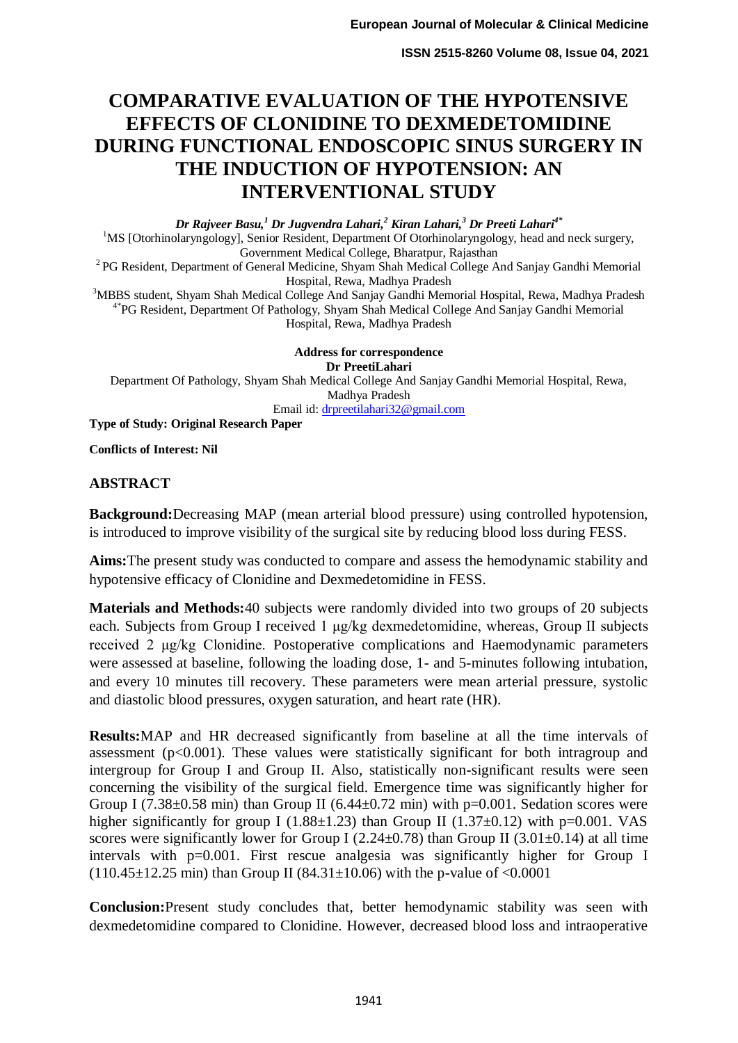# COMPARATIVE EVALUATION OF THE HYPOTENSIVE EFFECTS OF CLONIDINE TO DEXMEDETOMIDINE DURING FUNCTIONAL ENDOSCOPIC SINUS SURGERY IN THE INDUCTION OF HYPOTENSION: AN INTERVENTIONAL STUDY

***Dr Rajveer Basu,[1] Dr Jugvendra Lahari,[2] Kiran Lahari,[3] Dr Preeti Lahari[4*]***

[1]MS [Otorhinolaryngology], Senior Resident, Department Of Otorhinolaryngology, head and neck surgery, Government Medical College, Bharatpur, Rajasthan

[2] PG Resident, Department of General Medicine, Shyam Shah Medical College And Sanjay Gandhi Memorial Hospital, Rewa, Madhya Pradesh

[3]MBBS student, Shyam Shah Medical College And Sanjay Gandhi Memorial Hospital, Rewa, Madhya Pradesh

[4*]PG Resident, Department Of Pathology, Shyam Shah Medical College And Sanjay Gandhi Memorial Hospital, Rewa, Madhya Pradesh

**Address for correspondence**

**Dr PreetiLahari**

Department Of Pathology, Shyam Shah Medical College And Sanjay Gandhi Memorial Hospital, Rewa, Madhya Pradesh

Email id: drpreetilahari32@gmail.com

**Type of Study: Original Research Paper**

**Conflicts of Interest: Nil**

## ABSTRACT

**Background:**Decreasing MAP (mean arterial blood pressure) using controlled hypotension, is introduced to improve visibility of the surgical site by reducing blood loss during FESS.

**Aims:**The present study was conducted to compare and assess the hemodynamic stability and hypotensive efficacy of Clonidine and Dexmedetomidine in FESS.

**Materials and Methods:**40 subjects were randomly divided into two groups of 20 subjects each. Subjects from Group I received 1 μg/kg dexmedetomidine, whereas, Group II subjects received 2 μg/kg Clonidine. Postoperative complications and Haemodynamic parameters were assessed at baseline, following the loading dose, 1- and 5-minutes following intubation, and every 10 minutes till recovery. These parameters were mean arterial pressure, systolic and diastolic blood pressures, oxygen saturation, and heart rate (HR).

**Results:**MAP and HR decreased significantly from baseline at all the time intervals of assessment ($p<0.001$). These values were statistically significant for both intragroup and intergroup for Group I and Group II. Also, statistically non-significant results were seen concerning the visibility of the surgical field. Emergence time was significantly higher for Group I (7.38±0.58 min) than Group II (6.44±0.72 min) with p=0.001. Sedation scores were higher significantly for group I (1.88±1.23) than Group II (1.37±0.12) with p=0.001. VAS scores were significantly lower for Group I (2.24±0.78) than Group II (3.01±0.14) at all time intervals with p=0.001. First rescue analgesia was significantly higher for Group I (110.45±12.25 min) than Group II (84.31±10.06) with the p-value of <0.0001

**Conclusion:**Present study concludes that, better hemodynamic stability was seen with dexmedetomidine compared to Clonidine. However, decreased blood loss and intraoperative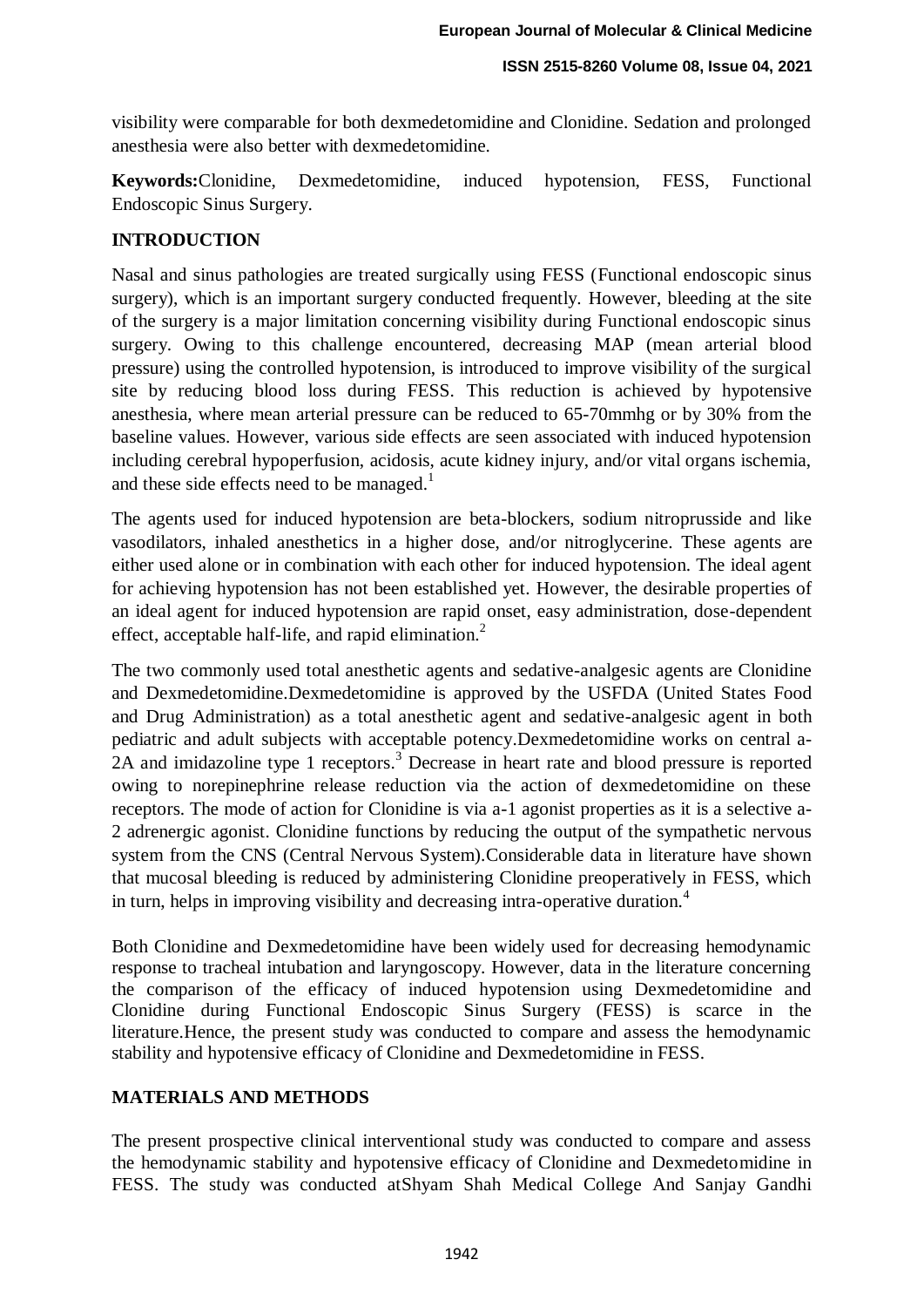visibility were comparable for both dexmedetomidine and Clonidine. Sedation and prolonged anesthesia were also better with dexmedetomidine.

**Keywords:** Clonidine, Dexmedetomidine, induced hypotension, FESS, Functional Endoscopic Sinus Surgery.

## INTRODUCTION

Nasal and sinus pathologies are treated surgically using FESS (Functional endoscopic sinus surgery), which is an important surgery conducted frequently. However, bleeding at the site of the surgery is a major limitation concerning visibility during Functional endoscopic sinus surgery. Owing to this challenge encountered, decreasing MAP (mean arterial blood pressure) using the controlled hypotension, is introduced to improve visibility of the surgical site by reducing blood loss during FESS. This reduction is achieved by hypotensive anesthesia, where mean arterial pressure can be reduced to 65-70mmhg or by 30% from the baseline values. However, various side effects are seen associated with induced hypotension including cerebral hypoperfusion, acidosis, acute kidney injury, and/or vital organs ischemia, and these side effects need to be managed.[1]

The agents used for induced hypotension are beta-blockers, sodium nitroprusside and like vasodilators, inhaled anesthetics in a higher dose, and/or nitroglycerine. These agents are either used alone or in combination with each other for induced hypotension. The ideal agent for achieving hypotension has not been established yet. However, the desirable properties of an ideal agent for induced hypotension are rapid onset, easy administration, dose-dependent effect, acceptable half-life, and rapid elimination.[2]

The two commonly used total anesthetic agents and sedative-analgesic agents are Clonidine and Dexmedetomidine. Dexmedetomidine is approved by the USFDA (United States Food and Drug Administration) as a total anesthetic agent and sedative-analgesic agent in both pediatric and adult subjects with acceptable potency. Dexmedetomidine works on central a-2A and imidazoline type 1 receptors.[3] Decrease in heart rate and blood pressure is reported owing to norepinephrine release reduction via the action of dexmedetomidine on these receptors. The mode of action for Clonidine is via a-1 agonist properties as it is a selective a-2 adrenergic agonist. Clonidine functions by reducing the output of the sympathetic nervous system from the CNS (Central Nervous System). Considerable data in literature have shown that mucosal bleeding is reduced by administering Clonidine preoperatively in FESS, which in turn, helps in improving visibility and decreasing intra-operative duration.[4]

Both Clonidine and Dexmedetomidine have been widely used for decreasing hemodynamic response to tracheal intubation and laryngoscopy. However, data in the literature concerning the comparison of the efficacy of induced hypotension using Dexmedetomidine and Clonidine during Functional Endoscopic Sinus Surgery (FESS) is scarce in the literature. Hence, the present study was conducted to compare and assess the hemodynamic stability and hypotensive efficacy of Clonidine and Dexmedetomidine in FESS.

## MATERIALS AND METHODS

The present prospective clinical interventional study was conducted to compare and assess the hemodynamic stability and hypotensive efficacy of Clonidine and Dexmedetomidine in FESS. The study was conducted at Shyam Shah Medical College And Sanjay Gandhi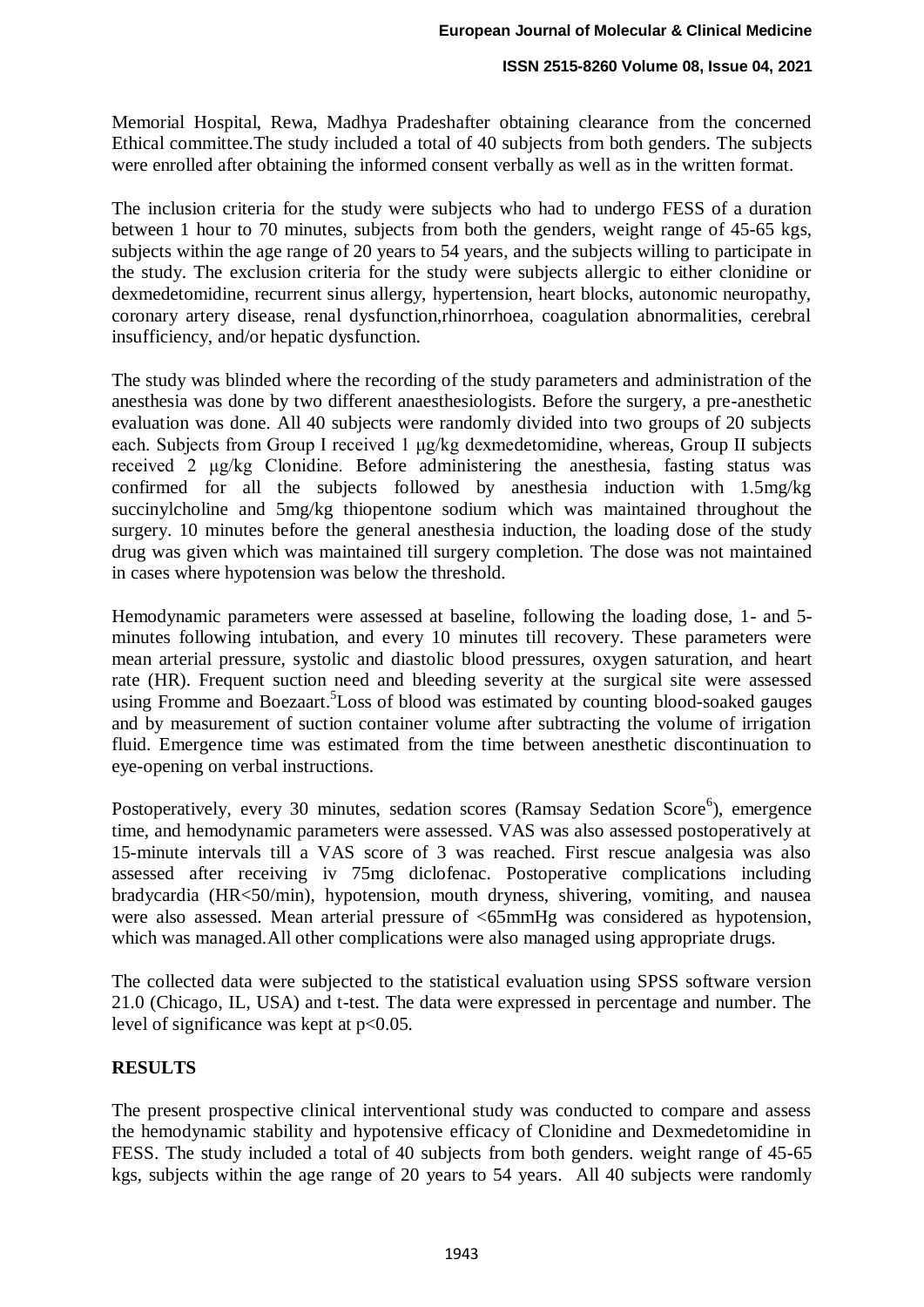Memorial Hospital, Rewa, Madhya Pradeshafter obtaining clearance from the concerned Ethical committee.The study included a total of 40 subjects from both genders. The subjects were enrolled after obtaining the informed consent verbally as well as in the written format.

The inclusion criteria for the study were subjects who had to undergo FESS of a duration between 1 hour to 70 minutes, subjects from both the genders, weight range of 45-65 kgs, subjects within the age range of 20 years to 54 years, and the subjects willing to participate in the study. The exclusion criteria for the study were subjects allergic to either clonidine or dexmedetomidine, recurrent sinus allergy, hypertension, heart blocks, autonomic neuropathy, coronary artery disease, renal dysfunction,rhinorrhoea, coagulation abnormalities, cerebral insufficiency, and/or hepatic dysfunction.

The study was blinded where the recording of the study parameters and administration of the anesthesia was done by two different anaesthesiologists. Before the surgery, a pre-anesthetic evaluation was done. All 40 subjects were randomly divided into two groups of 20 subjects each. Subjects from Group I received 1 µg/kg dexmedetomidine, whereas, Group II subjects received 2 µg/kg Clonidine. Before administering the anesthesia, fasting status was confirmed for all the subjects followed by anesthesia induction with 1.5mg/kg succinylcholine and 5mg/kg thiopentone sodium which was maintained throughout the surgery. 10 minutes before the general anesthesia induction, the loading dose of the study drug was given which was maintained till surgery completion. The dose was not maintained in cases where hypotension was below the threshold.

Hemodynamic parameters were assessed at baseline, following the loading dose, 1- and 5-minutes following intubation, and every 10 minutes till recovery. These parameters were mean arterial pressure, systolic and diastolic blood pressures, oxygen saturation, and heart rate (HR). Frequent suction need and bleeding severity at the surgical site were assessed using Fromme and Boezaart.[5]Loss of blood was estimated by counting blood-soaked gauges and by measurement of suction container volume after subtracting the volume of irrigation fluid. Emergence time was estimated from the time between anesthetic discontinuation to eye-opening on verbal instructions.

Postoperatively, every 30 minutes, sedation scores (Ramsay Sedation Score[6]), emergence time, and hemodynamic parameters were assessed. VAS was also assessed postoperatively at 15-minute intervals till a VAS score of 3 was reached. First rescue analgesia was also assessed after receiving iv 75mg diclofenac. Postoperative complications including bradycardia (HR<50/min), hypotension, mouth dryness, shivering, vomiting, and nausea were also assessed. Mean arterial pressure of <65mmHg was considered as hypotension, which was managed.All other complications were also managed using appropriate drugs.

The collected data were subjected to the statistical evaluation using SPSS software version 21.0 (Chicago, IL, USA) and t-test. The data were expressed in percentage and number. The level of significance was kept at $p<0.05$.

## RESULTS

The present prospective clinical interventional study was conducted to compare and assess the hemodynamic stability and hypotensive efficacy of Clonidine and Dexmedetomidine in FESS. The study included a total of 40 subjects from both genders. weight range of 45-65 kgs, subjects within the age range of 20 years to 54 years. All 40 subjects were randomly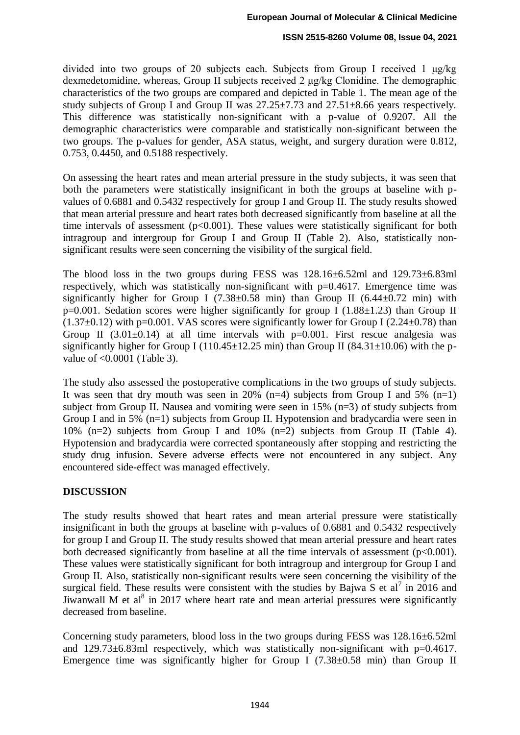divided into two groups of 20 subjects each. Subjects from Group I received 1 μg/kg dexmedetomidine, whereas, Group II subjects received 2 μg/kg Clonidine. The demographic characteristics of the two groups are compared and depicted in Table 1. The mean age of the study subjects of Group I and Group II was 27.25±7.73 and 27.51±8.66 years respectively. This difference was statistically non-significant with a p-value of 0.9207. All the demographic characteristics were comparable and statistically non-significant between the two groups. The p-values for gender, ASA status, weight, and surgery duration were 0.812, 0.753, 0.4450, and 0.5188 respectively.

On assessing the heart rates and mean arterial pressure in the study subjects, it was seen that both the parameters were statistically insignificant in both the groups at baseline with p-values of 0.6881 and 0.5432 respectively for group I and Group II. The study results showed that mean arterial pressure and heart rates both decreased significantly from baseline at all the time intervals of assessment ($p<0.001$). These values were statistically significant for both intragroup and intergroup for Group I and Group II (Table 2). Also, statistically non-significant results were seen concerning the visibility of the surgical field.

The blood loss in the two groups during FESS was 128.16±6.52ml and 129.73±6.83ml respectively, which was statistically non-significant with p=0.4617. Emergence time was significantly higher for Group I (7.38±0.58 min) than Group II (6.44±0.72 min) with p=0.001. Sedation scores were higher significantly for group I (1.88±1.23) than Group II (1.37±0.12) with p=0.001. VAS scores were significantly lower for Group I (2.24±0.78) than Group II (3.01±0.14) at all time intervals with p=0.001. First rescue analgesia was significantly higher for Group I (110.45±12.25 min) than Group II (84.31±10.06) with the p-value of <0.0001 (Table 3).

The study also assessed the postoperative complications in the two groups of study subjects. It was seen that dry mouth was seen in 20% (n=4) subjects from Group I and 5% (n=1) subject from Group II. Nausea and vomiting were seen in 15% (n=3) of study subjects from Group I and in 5% (n=1) subjects from Group II. Hypotension and bradycardia were seen in 10% (n=2) subjects from Group I and 10% (n=2) subjects from Group II (Table 4). Hypotension and bradycardia were corrected spontaneously after stopping and restricting the study drug infusion. Severe adverse effects were not encountered in any subject. Any encountered side-effect was managed effectively.

## DISCUSSION

The study results showed that heart rates and mean arterial pressure were statistically insignificant in both the groups at baseline with p-values of 0.6881 and 0.5432 respectively for group I and Group II. The study results showed that mean arterial pressure and heart rates both decreased significantly from baseline at all the time intervals of assessment ($p<0.001$). These values were statistically significant for both intragroup and intergroup for Group I and Group II. Also, statistically non-significant results were seen concerning the visibility of the surgical field. These results were consistent with the studies by Bajwa S et al[7] in 2016 and Jiwanwall M et al[8] in 2017 where heart rate and mean arterial pressures were significantly decreased from baseline.

Concerning study parameters, blood loss in the two groups during FESS was 128.16±6.52ml and 129.73±6.83ml respectively, which was statistically non-significant with p=0.4617. Emergence time was significantly higher for Group I (7.38±0.58 min) than Group II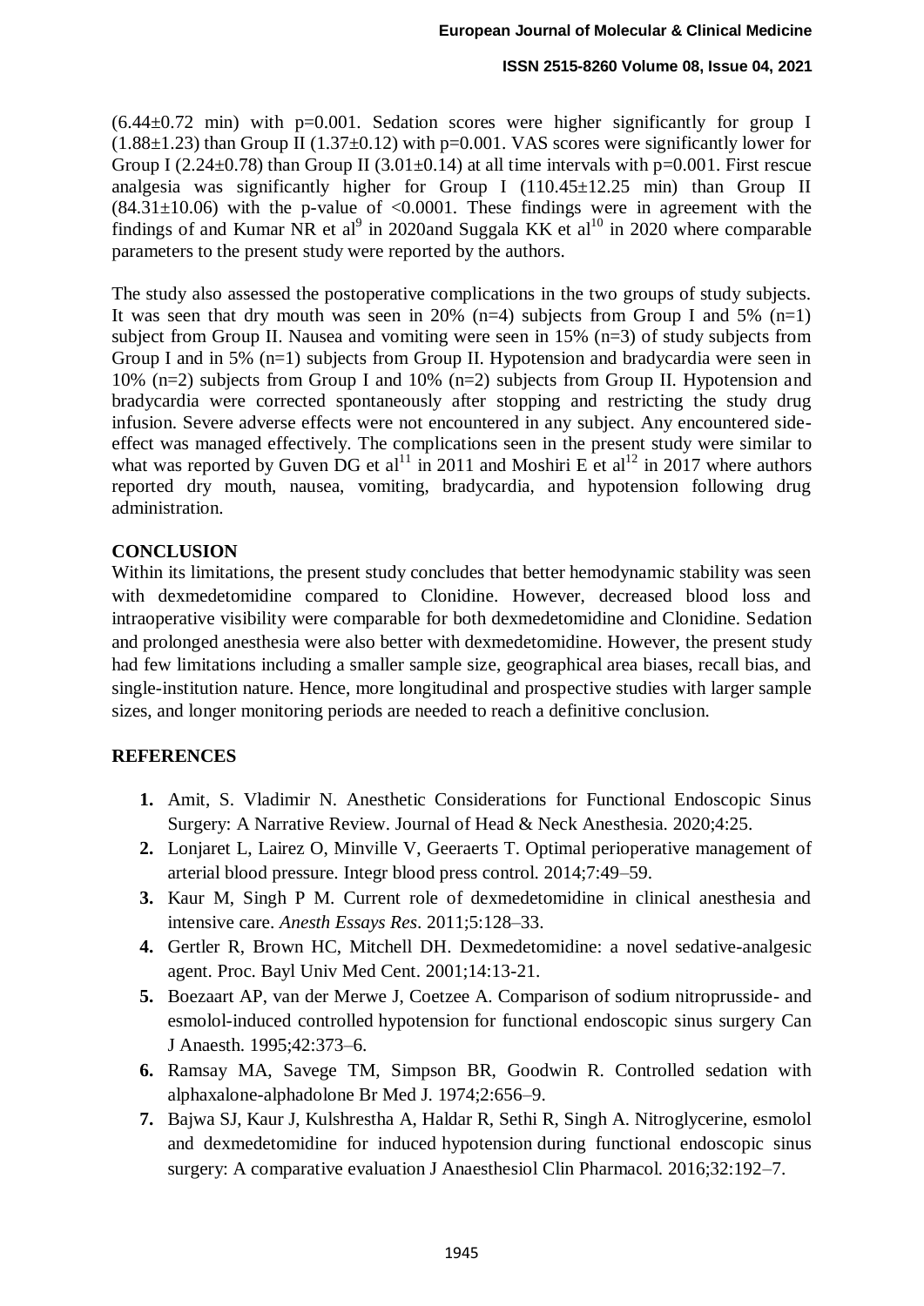(6.44±0.72 min) with p=0.001. Sedation scores were higher significantly for group I (1.88±1.23) than Group II (1.37±0.12) with p=0.001. VAS scores were significantly lower for Group I (2.24±0.78) than Group II (3.01±0.14) at all time intervals with p=0.001. First rescue analgesia was significantly higher for Group I (110.45±12.25 min) than Group II (84.31±10.06) with the p-value of <0.0001. These findings were in agreement with the findings of and Kumar NR et al[9] in 2020and Suggala KK et al[10] in 2020 where comparable parameters to the present study were reported by the authors.

The study also assessed the postoperative complications in the two groups of study subjects. It was seen that dry mouth was seen in 20% (n=4) subjects from Group I and 5% (n=1) subject from Group II. Nausea and vomiting were seen in 15% (n=3) of study subjects from Group I and in 5% (n=1) subjects from Group II. Hypotension and bradycardia were seen in 10% (n=2) subjects from Group I and 10% (n=2) subjects from Group II. Hypotension and bradycardia were corrected spontaneously after stopping and restricting the study drug infusion. Severe adverse effects were not encountered in any subject. Any encountered side-effect was managed effectively. The complications seen in the present study were similar to what was reported by Guven DG et al[11] in 2011 and Moshiri E et al[12] in 2017 where authors reported dry mouth, nausea, vomiting, bradycardia, and hypotension following drug administration.

## CONCLUSION

Within its limitations, the present study concludes that better hemodynamic stability was seen with dexmedetomidine compared to Clonidine. However, decreased blood loss and intraoperative visibility were comparable for both dexmedetomidine and Clonidine. Sedation and prolonged anesthesia were also better with dexmedetomidine. However, the present study had few limitations including a smaller sample size, geographical area biases, recall bias, and single-institution nature. Hence, more longitudinal and prospective studies with larger sample sizes, and longer monitoring periods are needed to reach a definitive conclusion.

## REFERENCES

1. Amit, S. Vladimir N. Anesthetic Considerations for Functional Endoscopic Sinus Surgery: A Narrative Review. Journal of Head & Neck Anesthesia. 2020;4:25.
2. Lonjaret L, Lairez O, Minville V, Geeraerts T. Optimal perioperative management of arterial blood pressure. Integr blood press control. 2014;7:49–59.
3. Kaur M, Singh P M. Current role of dexmedetomidine in clinical anesthesia and intensive care. *Anesth Essays Res*. 2011;5:128–33.
4. Gertler R, Brown HC, Mitchell DH. Dexmedetomidine: a novel sedative-analgesic agent. Proc. Bayl Univ Med Cent. 2001;14:13-21.
5. Boezaart AP, van der Merwe J, Coetzee A. Comparison of sodium nitroprusside- and esmolol-induced controlled hypotension for functional endoscopic sinus surgery Can J Anaesth. 1995;42:373–6.
6. Ramsay MA, Savege TM, Simpson BR, Goodwin R. Controlled sedation with alphaxalone-alphadolone Br Med J. 1974;2:656–9.
7. Bajwa SJ, Kaur J, Kulshrestha A, Haldar R, Sethi R, Singh A. Nitroglycerine, esmolol and dexmedetomidine for induced hypotension during functional endoscopic sinus surgery: A comparative evaluation J Anaesthesiol Clin Pharmacol. 2016;32:192–7.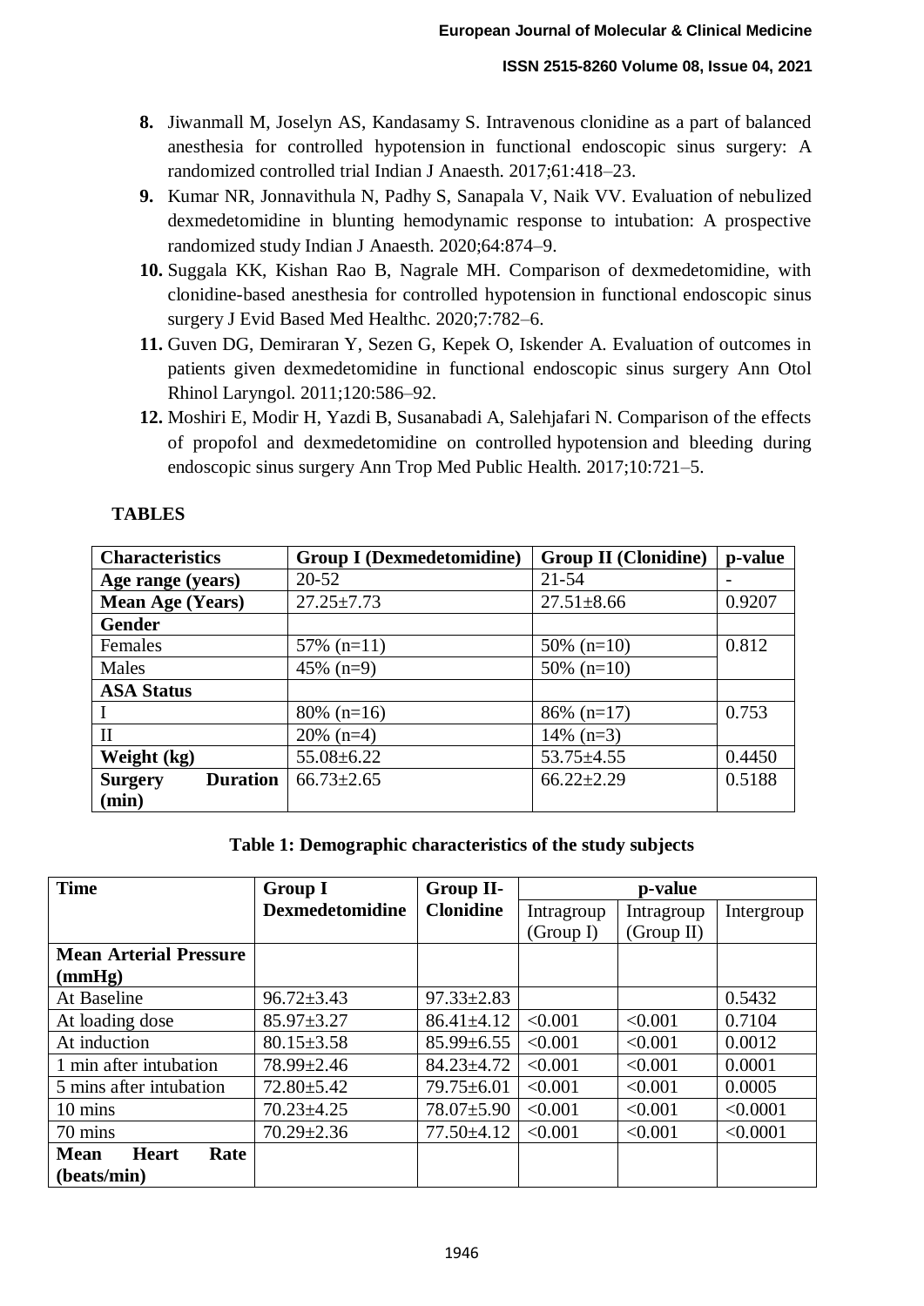8. Jiwanmall M, Joselyn AS, Kandasamy S. Intravenous clonidine as a part of balanced anesthesia for controlled hypotension in functional endoscopic sinus surgery: A randomized controlled trial Indian J Anaesth. 2017;61:418–23.
9. Kumar NR, Jonnavithula N, Padhy S, Sanapala V, Naik VV. Evaluation of nebulized dexmedetomidine in blunting hemodynamic response to intubation: A prospective randomized study Indian J Anaesth. 2020;64:874–9.
10. Suggala KK, Kishan Rao B, Nagrale MH. Comparison of dexmedetomidine, with clonidine-based anesthesia for controlled hypotension in functional endoscopic sinus surgery J Evid Based Med Healthc. 2020;7:782–6.
11. Guven DG, Demiraran Y, Sezen G, Kepek O, Iskender A. Evaluation of outcomes in patients given dexmedetomidine in functional endoscopic sinus surgery Ann Otol Rhinol Laryngol. 2011;120:586–92.
12. Moshiri E, Modir H, Yazdi B, Susanabadi A, Salehjafari N. Comparison of the effects of propofol and dexmedetomidine on controlled hypotension and bleeding during endoscopic sinus surgery Ann Trop Med Public Health. 2017;10:721–5.

## TABLES

| Characteristics | Group I (Dexmedetomidine) | Group II (Clonidine) | p-value |
|---|---|---|---|
| **Age range (years)** | 20-52 | 21-54 | - |
| **Mean Age (Years)** | 27.25±7.73 | 27.51±8.66 | 0.9207 |
| **Gender** | | | |
| Females | 57% (n=11) | 50% (n=10) | 0.812 |
| Males | 45% (n=9) | 50% (n=10) | |
| **ASA Status** | | | |
| I | 80% (n=16) | 86% (n=17) | 0.753 |
| II | 20% (n=4) | 14% (n=3) | |
| **Weight (kg)** | 55.08±6.22 | 53.75±4.55 | 0.4450 |
| **Surgery Duration (min)** | 66.73±2.65 | 66.22±2.29 | 0.5188 |

**Table 1: Demographic characteristics of the study subjects**

| Time | Group I Dexmedetomidine | Group II-Clonidine | p-value | | |
|---|---|---|---|---|---|
| | | | Intragroup (Group I) | Intragroup (Group II) | Intergroup |
| **Mean Arterial Pressure (mmHg)** | | | | | |
| At Baseline | 96.72±3.43 | 97.33±2.83 | | | 0.5432 |
| At loading dose | 85.97±3.27 | 86.41±4.12 | <0.001 | <0.001 | 0.7104 |
| At induction | 80.15±3.58 | 85.99±6.55 | <0.001 | <0.001 | 0.0012 |
| 1 min after intubation | 78.99±2.46 | 84.23±4.72 | <0.001 | <0.001 | 0.0001 |
| 5 mins after intubation | 72.80±5.42 | 79.75±6.01 | <0.001 | <0.001 | 0.0005 |
| 10 mins | 70.23±4.25 | 78.07±5.90 | <0.001 | <0.001 | <0.0001 |
| 70 mins | 70.29±2.36 | 77.50±4.12 | <0.001 | <0.001 | <0.0001 |
| **Mean Heart Rate (beats/min)** | | | | | |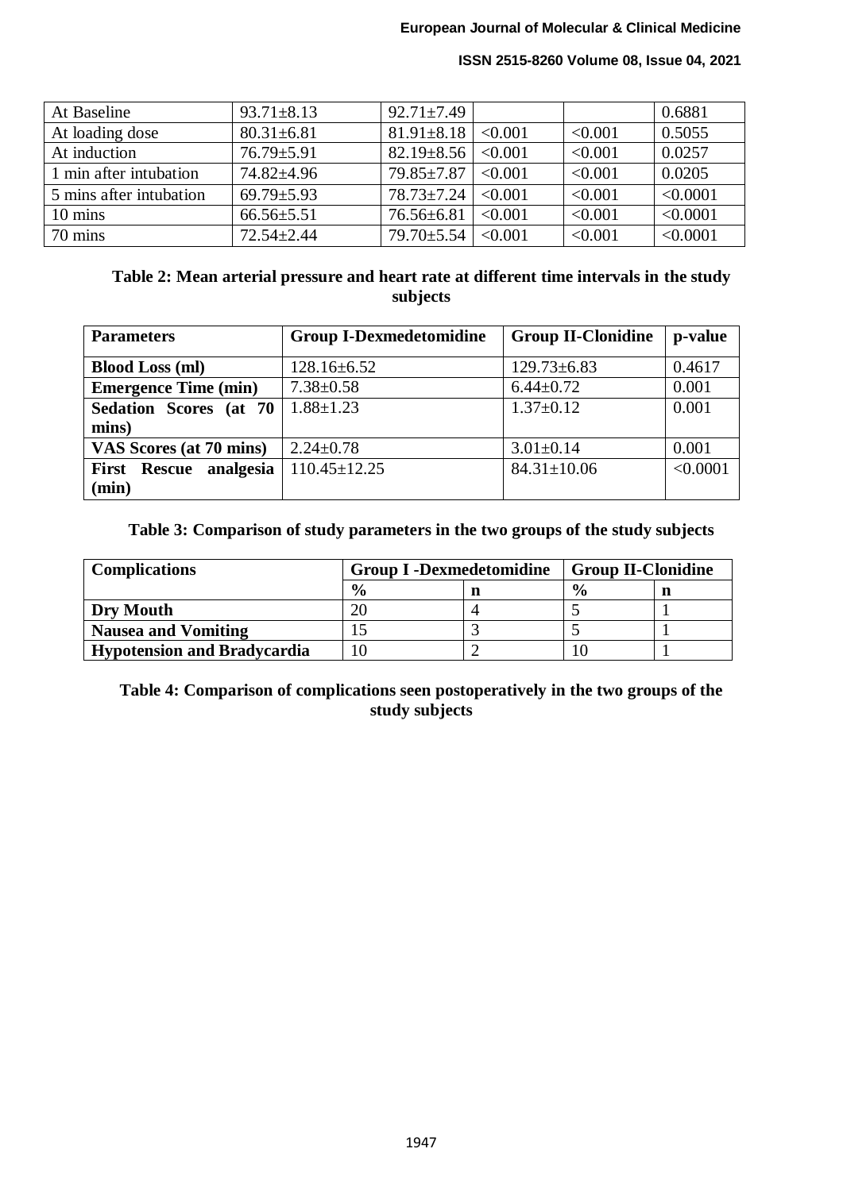| | | | | | |
|---|---|---|---|---|---|
| At Baseline | 93.71±8.13 | 92.71±7.49 | | | 0.6881 |
| At loading dose | 80.31±6.81 | 81.91±8.18 | <0.001 | <0.001 | 0.5055 |
| At induction | 76.79±5.91 | 82.19±8.56 | <0.001 | <0.001 | 0.0257 |
| 1 min after intubation | 74.82±4.96 | 79.85±7.87 | <0.001 | <0.001 | 0.0205 |
| 5 mins after intubation | 69.79±5.93 | 78.73±7.24 | <0.001 | <0.001 | <0.0001 |
| 10 mins | 66.56±5.51 | 76.56±6.81 | <0.001 | <0.001 | <0.0001 |
| 70 mins | 72.54±2.44 | 79.70±5.54 | <0.001 | <0.001 | <0.0001 |

**Table 2: Mean arterial pressure and heart rate at different time intervals in the study subjects**

| Parameters | Group I-Dexmedetomidine | Group II-Clonidine | p-value |
|---|---|---|---|
| **Blood Loss (ml)** | 128.16±6.52 | 129.73±6.83 | 0.4617 |
| **Emergence Time (min)** | 7.38±0.58 | 6.44±0.72 | 0.001 |
| **Sedation Scores (at 70 mins)** | 1.88±1.23 | 1.37±0.12 | 0.001 |
| **VAS Scores (at 70 mins)** | 2.24±0.78 | 3.01±0.14 | 0.001 |
| **First Rescue analgesia (min)** | 110.45±12.25 | 84.31±10.06 | <0.0001 |

**Table 3: Comparison of study parameters in the two groups of the study subjects**

| Complications | Group I -Dexmedetomidine | | Group II-Clonidine | |
|---|---|---|---|---|
| | **%** | **n** | **%** | **n** |
| **Dry Mouth** | 20 | 4 | 5 | 1 |
| **Nausea and Vomiting** | 15 | 3 | 5 | 1 |
| **Hypotension and Bradycardia** | 10 | 2 | 10 | 1 |

**Table 4: Comparison of complications seen postoperatively in the two groups of the study subjects**